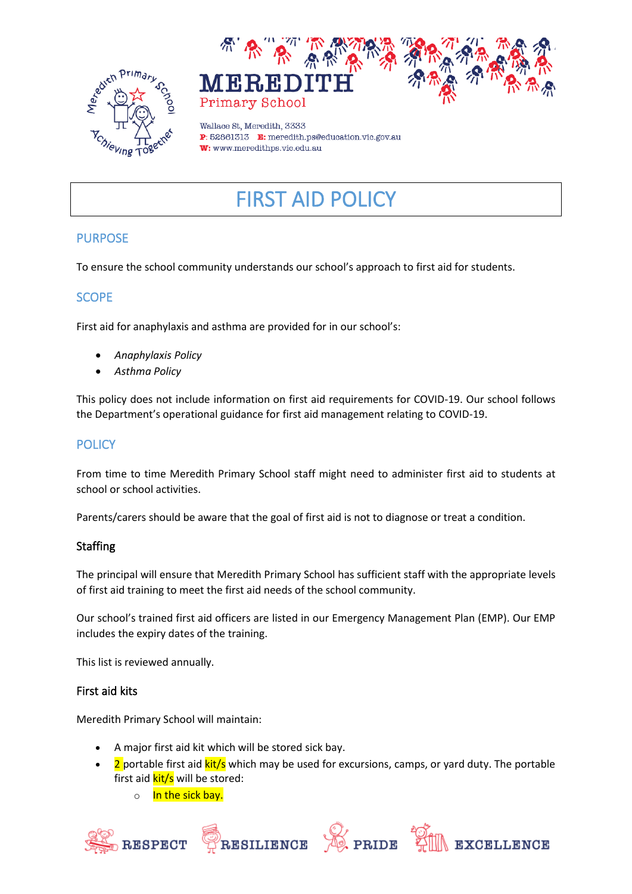MEREDITH

Primary School

Wallace St, Meredith, 3333
**P**: 52861313 **E:** meredith.ps@education.vic.gov.au
**W:** www.meredithps.vic.edu.au

# FIRST AID POLICY

## PURPOSE

To ensure the school community understands our school's approach to first aid for students.

## SCOPE

First aid for anaphylaxis and asthma are provided for in our school's:

- *Anaphylaxis Policy*
- *Asthma Policy*

This policy does not include information on first aid requirements for COVID-19. Our school follows the Department's operational guidance for first aid management relating to COVID-19.

## POLICY

From time to time Meredith Primary School staff might need to administer first aid to students at school or school activities.

Parents/carers should be aware that the goal of first aid is not to diagnose or treat a condition.

### Staffing

The principal will ensure that Meredith Primary School has sufficient staff with the appropriate levels of first aid training to meet the first aid needs of the school community.

Our school's trained first aid officers are listed in our Emergency Management Plan (EMP). Our EMP includes the expiry dates of the training.

This list is reviewed annually.

### First aid kits

Meredith Primary School will maintain:

- A major first aid kit which will be stored sick bay.
- 2 portable first aid kit/s which may be used for excursions, camps, or yard duty. The portable first aid kit/s will be stored:
  - In the sick bay.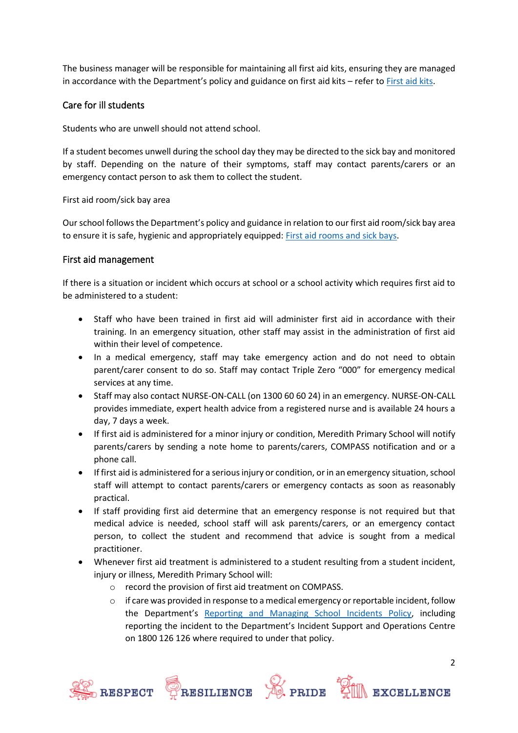The business manager will be responsible for maintaining all first aid kits, ensuring they are managed in accordance with the Department's policy and guidance on first aid kits – refer to First aid kits.

## Care for ill students

Students who are unwell should not attend school.

If a student becomes unwell during the school day they may be directed to the sick bay and monitored by staff. Depending on the nature of their symptoms, staff may contact parents/carers or an emergency contact person to ask them to collect the student.

First aid room/sick bay area

Our school follows the Department's policy and guidance in relation to our first aid room/sick bay area to ensure it is safe, hygienic and appropriately equipped: First aid rooms and sick bays.

## First aid management

If there is a situation or incident which occurs at school or a school activity which requires first aid to be administered to a student:

- Staff who have been trained in first aid will administer first aid in accordance with their training. In an emergency situation, other staff may assist in the administration of first aid within their level of competence.
- In a medical emergency, staff may take emergency action and do not need to obtain parent/carer consent to do so. Staff may contact Triple Zero "000" for emergency medical services at any time.
- Staff may also contact NURSE-ON-CALL (on 1300 60 60 24) in an emergency. NURSE-ON-CALL provides immediate, expert health advice from a registered nurse and is available 24 hours a day, 7 days a week.
- If first aid is administered for a minor injury or condition, Meredith Primary School will notify parents/carers by sending a note home to parents/carers, COMPASS notification and or a phone call.
- If first aid is administered for a serious injury or condition, or in an emergency situation, school staff will attempt to contact parents/carers or emergency contacts as soon as reasonably practical.
- If staff providing first aid determine that an emergency response is not required but that medical advice is needed, school staff will ask parents/carers, or an emergency contact person, to collect the student and recommend that advice is sought from a medical practitioner.
- Whenever first aid treatment is administered to a student resulting from a student incident, injury or illness, Meredith Primary School will:
  - record the provision of first aid treatment on COMPASS.
  - if care was provided in response to a medical emergency or reportable incident, follow the Department's Reporting and Managing School Incidents Policy, including reporting the incident to the Department's Incident Support and Operations Centre on 1800 126 126 where required to under that policy.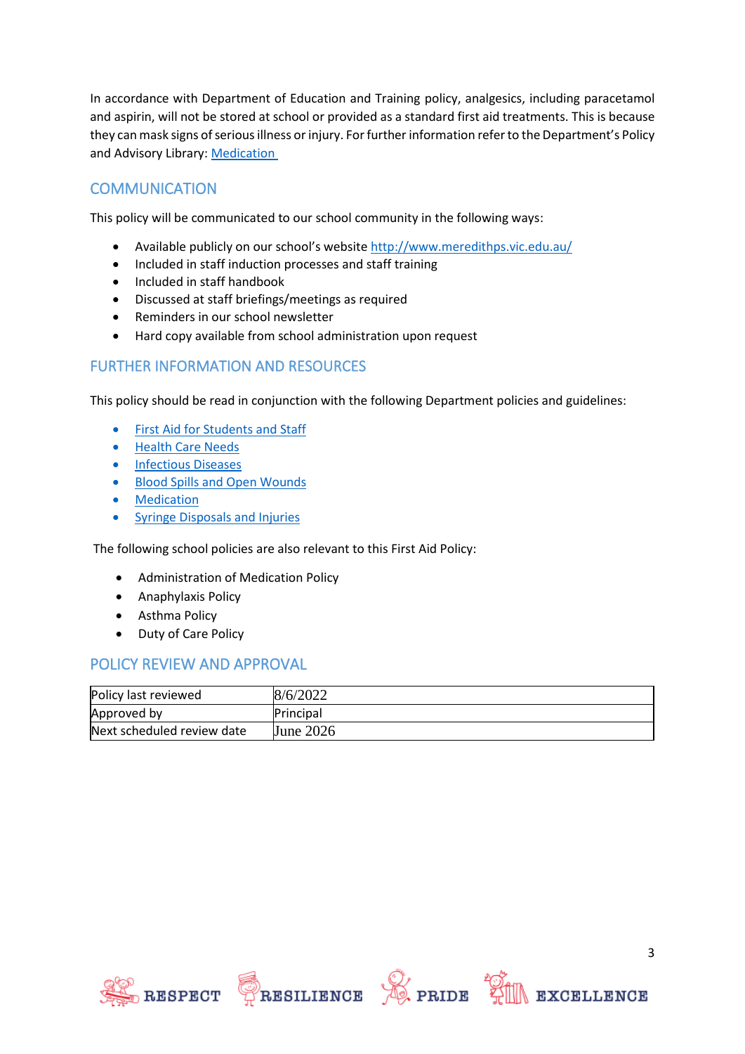In accordance with Department of Education and Training policy, analgesics, including paracetamol and aspirin, will not be stored at school or provided as a standard first aid treatments. This is because they can mask signs of serious illness or injury. For further information refer to the Department's Policy and Advisory Library: Medication

## COMMUNICATION

This policy will be communicated to our school community in the following ways:

- Available publicly on our school's website http://www.meredithps.vic.edu.au/
- Included in staff induction processes and staff training
- Included in staff handbook
- Discussed at staff briefings/meetings as required
- Reminders in our school newsletter
- Hard copy available from school administration upon request

## FURTHER INFORMATION AND RESOURCES

This policy should be read in conjunction with the following Department policies and guidelines:

- First Aid for Students and Staff
- Health Care Needs
- Infectious Diseases
- Blood Spills and Open Wounds
- Medication
- Syringe Disposals and Injuries

The following school policies are also relevant to this First Aid Policy:

- Administration of Medication Policy
- Anaphylaxis Policy
- Asthma Policy
- Duty of Care Policy

## POLICY REVIEW AND APPROVAL

| | |
|---|---|
| Policy last reviewed | 8/6/2022 |
| Approved by | Principal |
| Next scheduled review date | June 2026 |

RESPECT RESILIENCE PRIDE EXCELLENCE